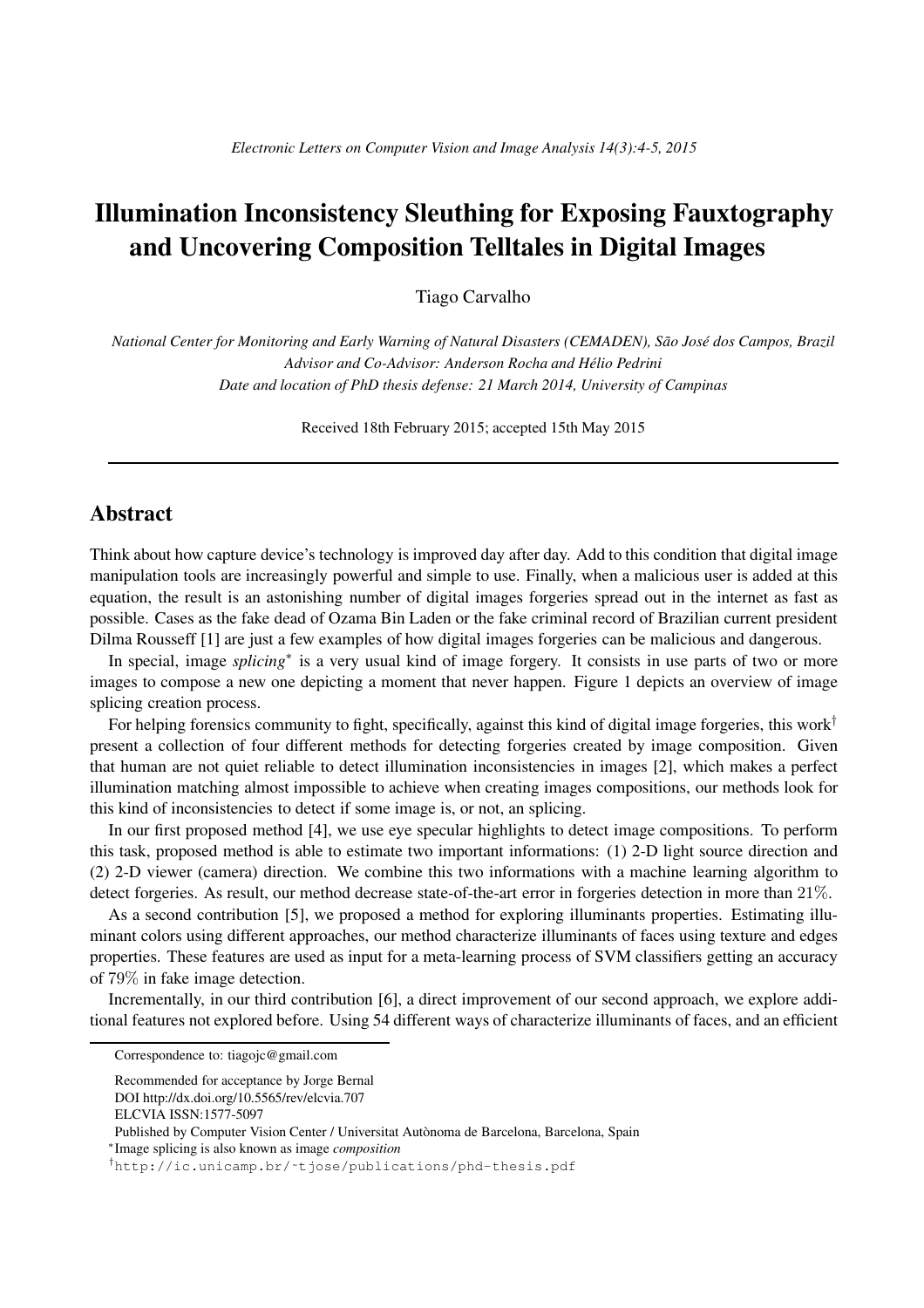# Illumination Inconsistency Sleuthing for Exposing Fauxtography and Uncovering Composition Telltales in Digital Images

Tiago Carvalho

*National Center for Monitoring and Early Warning of Natural Disasters (CEMADEN), São José dos Campos, Brazil*
*Advisor and Co-Advisor: Anderson Rocha and Hélio Pedrini*
*Date and location of PhD thesis defense: 21 March 2014, University of Campinas*

Received 18th February 2015; accepted 15th May 2015

---

## Abstract

Think about how capture device's technology is improved day after day. Add to this condition that digital image manipulation tools are increasingly powerful and simple to use. Finally, when a malicious user is added at this equation, the result is an astonishing number of digital images forgeries spread out in the internet as fast as possible. Cases as the fake dead of Ozama Bin Laden or the fake criminal record of Brazilian current president Dilma Rousseff [1] are just a few examples of how digital images forgeries can be malicious and dangerous.

In special, image *splicing*[*] is a very usual kind of image forgery. It consists in use parts of two or more images to compose a new one depicting a moment that never happen. Figure 1 depicts an overview of image splicing creation process.

For helping forensics community to fight, specifically, against this kind of digital image forgeries, this work[†] present a collection of four different methods for detecting forgeries created by image composition. Given that human are not quiet reliable to detect illumination inconsistencies in images [2], which makes a perfect illumination matching almost impossible to achieve when creating images compositions, our methods look for this kind of inconsistencies to detect if some image is, or not, an splicing.

In our first proposed method [4], we use eye specular highlights to detect image compositions. To perform this task, proposed method is able to estimate two important informations: (1) 2-D light source direction and (2) 2-D viewer (camera) direction. We combine this two informations with a machine learning algorithm to detect forgeries. As result, our method decrease state-of-the-art error in forgeries detection in more than 21%.

As a second contribution [5], we proposed a method for exploring illuminants properties. Estimating illuminant colors using different approaches, our method characterize illuminants of faces using texture and edges properties. These features are used as input for a meta-learning process of SVM classifiers getting an accuracy of 79% in fake image detection.

Incrementally, in our third contribution [6], a direct improvement of our second approach, we explore additional features not explored before. Using 54 different ways of characterize illuminants of faces, and an efficient

---

Correspondence to: tiagojc@gmail.com

Recommended for acceptance by Jorge Bernal
DOI http://dx.doi.org/10.5565/rev/elcvia.707
ELCVIA ISSN:1577-5097
Published by Computer Vision Center / Universitat Autònoma de Barcelona, Barcelona, Spain

[*] Image splicing is also known as image *composition*

[†] http://ic.unicamp.br/~tjose/publications/phd-thesis.pdf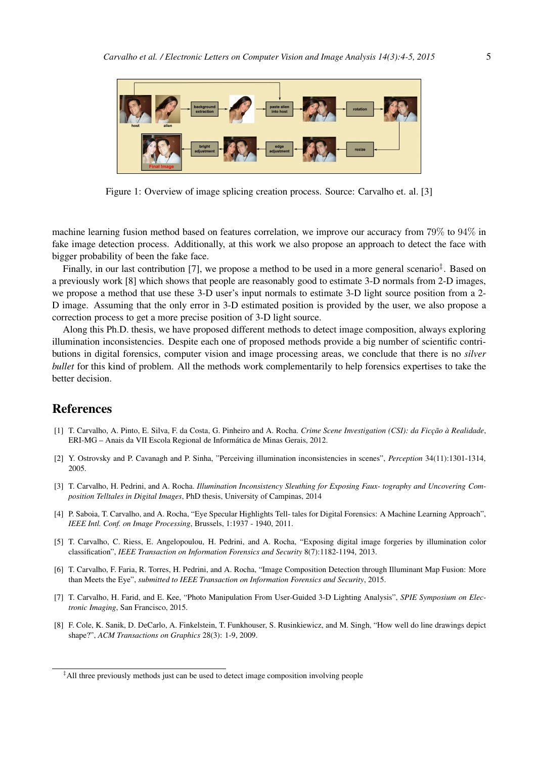Figure 1: Overview of image splicing creation process. Source: Carvalho et. al. [3]

machine learning fusion method based on features correlation, we improve our accuracy from 79% to 94% in fake image detection process. Additionally, at this work we also propose an approach to detect the face with bigger probability of been the fake face.

Finally, in our last contribution [7], we propose a method to be used in a more general scenario[‡]. Based on a previously work [8] which shows that people are reasonably good to estimate 3-D normals from 2-D images, we propose a method that use these 3-D user's input normals to estimate 3-D light source position from a 2-D image. Assuming that the only error in 3-D estimated position is provided by the user, we also propose a correction process to get a more precise position of 3-D light source.

Along this Ph.D. thesis, we have proposed different methods to detect image composition, always exploring illumination inconsistencies. Despite each one of proposed methods provide a big number of scientific contributions in digital forensics, computer vision and image processing areas, we conclude that there is no *silver bullet* for this kind of problem. All the methods work complementarily to help forensics expertises to take the better decision.

## References

[1] T. Carvalho, A. Pinto, E. Silva, F. da Costa, G. Pinheiro and A. Rocha. *Crime Scene Investigation (CSI): da Ficção à Realidade*, ERI-MG – Anais da VII Escola Regional de Informática de Minas Gerais, 2012.

[2] Y. Ostrovsky and P. Cavanagh and P. Sinha, "Perceiving illumination inconsistencies in scenes", *Perception* 34(11):1301-1314, 2005.

[3] T. Carvalho, H. Pedrini, and A. Rocha. *Illumination Inconsistency Sleuthing for Exposing Faux- tography and Uncovering Composition Telltales in Digital Images*, PhD thesis, University of Campinas, 2014

[4] P. Saboia, T. Carvalho, and A. Rocha, "Eye Specular Highlights Tell- tales for Digital Forensics: A Machine Learning Approach", *IEEE Intl. Conf. on Image Processing*, Brussels, 1:1937 - 1940, 2011.

[5] T. Carvalho, C. Riess, E. Angelopoulou, H. Pedrini, and A. Rocha, "Exposing digital image forgeries by illumination color classification", *IEEE Transaction on Information Forensics and Security* 8(7):1182-1194, 2013.

[6] T. Carvalho, F. Faria, R. Torres, H. Pedrini, and A. Rocha, "Image Composition Detection through Illuminant Map Fusion: More than Meets the Eye", *submitted to IEEE Transaction on Information Forensics and Security*, 2015.

[7] T. Carvalho, H. Farid, and E. Kee, "Photo Manipulation From User-Guided 3-D Lighting Analysis", *SPIE Symposium on Electronic Imaging*, San Francisco, 2015.

[8] F. Cole, K. Sanik, D. DeCarlo, A. Finkelstein, T. Funkhouser, S. Rusinkiewicz, and M. Singh, "How well do line drawings depict shape?", *ACM Transactions on Graphics* 28(3): 1-9, 2009.

[‡] All three previously methods just can be used to detect image composition involving people